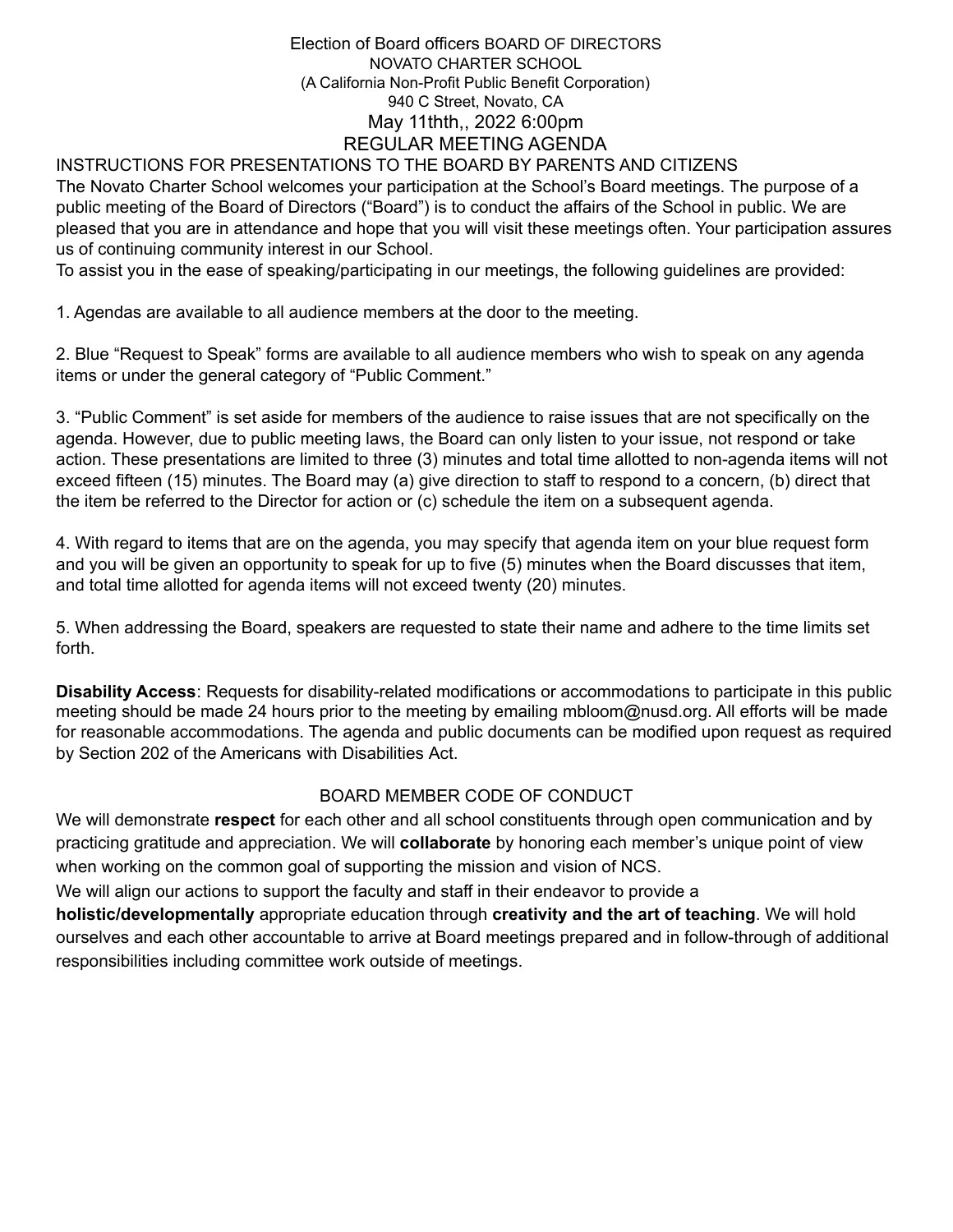Election of Board officers BOARD OF DIRECTORS
NOVATO CHARTER SCHOOL
(A California Non-Profit Public Benefit Corporation)
940 C Street, Novato, CA
May 11thth,, 2022 6:00pm
REGULAR MEETING AGENDA

INSTRUCTIONS FOR PRESENTATIONS TO THE BOARD BY PARENTS AND CITIZENS

The Novato Charter School welcomes your participation at the School's Board meetings. The purpose of a public meeting of the Board of Directors ("Board") is to conduct the affairs of the School in public. We are pleased that you are in attendance and hope that you will visit these meetings often. Your participation assures us of continuing community interest in our School.

To assist you in the ease of speaking/participating in our meetings, the following guidelines are provided:

1. Agendas are available to all audience members at the door to the meeting.

2. Blue "Request to Speak" forms are available to all audience members who wish to speak on any agenda items or under the general category of "Public Comment."

3. "Public Comment" is set aside for members of the audience to raise issues that are not specifically on the agenda. However, due to public meeting laws, the Board can only listen to your issue, not respond or take action. These presentations are limited to three (3) minutes and total time allotted to non-agenda items will not exceed fifteen (15) minutes. The Board may (a) give direction to staff to respond to a concern, (b) direct that the item be referred to the Director for action or (c) schedule the item on a subsequent agenda.

4. With regard to items that are on the agenda, you may specify that agenda item on your blue request form and you will be given an opportunity to speak for up to five (5) minutes when the Board discusses that item, and total time allotted for agenda items will not exceed twenty (20) minutes.

5. When addressing the Board, speakers are requested to state their name and adhere to the time limits set forth.

**Disability Access**: Requests for disability-related modifications or accommodations to participate in this public meeting should be made 24 hours prior to the meeting by emailing mbloom@nusd.org. All efforts will be made for reasonable accommodations. The agenda and public documents can be modified upon request as required by Section 202 of the Americans with Disabilities Act.

BOARD MEMBER CODE OF CONDUCT

We will demonstrate **respect** for each other and all school constituents through open communication and by practicing gratitude and appreciation. We will **collaborate** by honoring each member's unique point of view when working on the common goal of supporting the mission and vision of NCS.

We will align our actions to support the faculty and staff in their endeavor to provide a **holistic/developmentally** appropriate education through **creativity and the art of teaching**. We will hold ourselves and each other accountable to arrive at Board meetings prepared and in follow-through of additional responsibilities including committee work outside of meetings.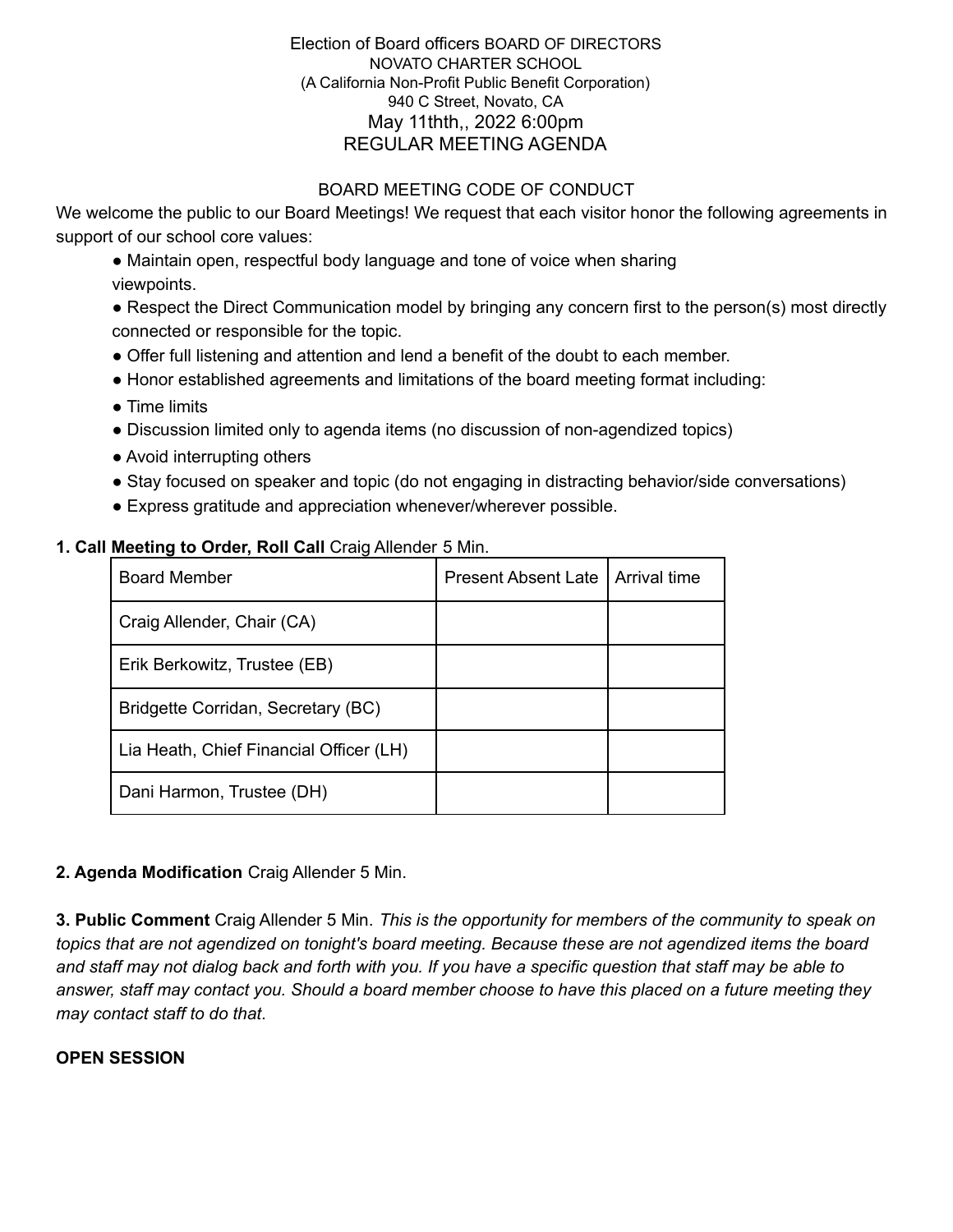Election of Board officers BOARD OF DIRECTORS
NOVATO CHARTER SCHOOL
(A California Non-Profit Public Benefit Corporation)
940 C Street, Novato, CA
May 11thth,, 2022 6:00pm
REGULAR MEETING AGENDA

BOARD MEETING CODE OF CONDUCT

We welcome the public to our Board Meetings! We request that each visitor honor the following agreements in support of our school core values:

- Maintain open, respectful body language and tone of voice when sharing viewpoints.
- Respect the Direct Communication model by bringing any concern first to the person(s) most directly connected or responsible for the topic.
- Offer full listening and attention and lend a benefit of the doubt to each member.
- Honor established agreements and limitations of the board meeting format including:
- Time limits
- Discussion limited only to agenda items (no discussion of non-agendized topics)
- Avoid interrupting others
- Stay focused on speaker and topic (do not engaging in distracting behavior/side conversations)
- Express gratitude and appreciation whenever/wherever possible.

**1. Call Meeting to Order, Roll Call** Craig Allender 5 Min.

| Board Member | Present Absent Late | Arrival time |
|---|---|---|
| Craig Allender, Chair (CA) | | |
| Erik Berkowitz, Trustee (EB) | | |
| Bridgette Corridan, Secretary (BC) | | |
| Lia Heath, Chief Financial Officer (LH) | | |
| Dani Harmon, Trustee (DH) | | |

**2. Agenda Modification** Craig Allender 5 Min.

**3. Public Comment** Craig Allender 5 Min. *This is the opportunity for members of the community to speak on topics that are not agendized on tonight's board meeting. Because these are not agendized items the board and staff may not dialog back and forth with you. If you have a specific question that staff may be able to answer, staff may contact you. Should a board member choose to have this placed on a future meeting they may contact staff to do that*.

**OPEN SESSION**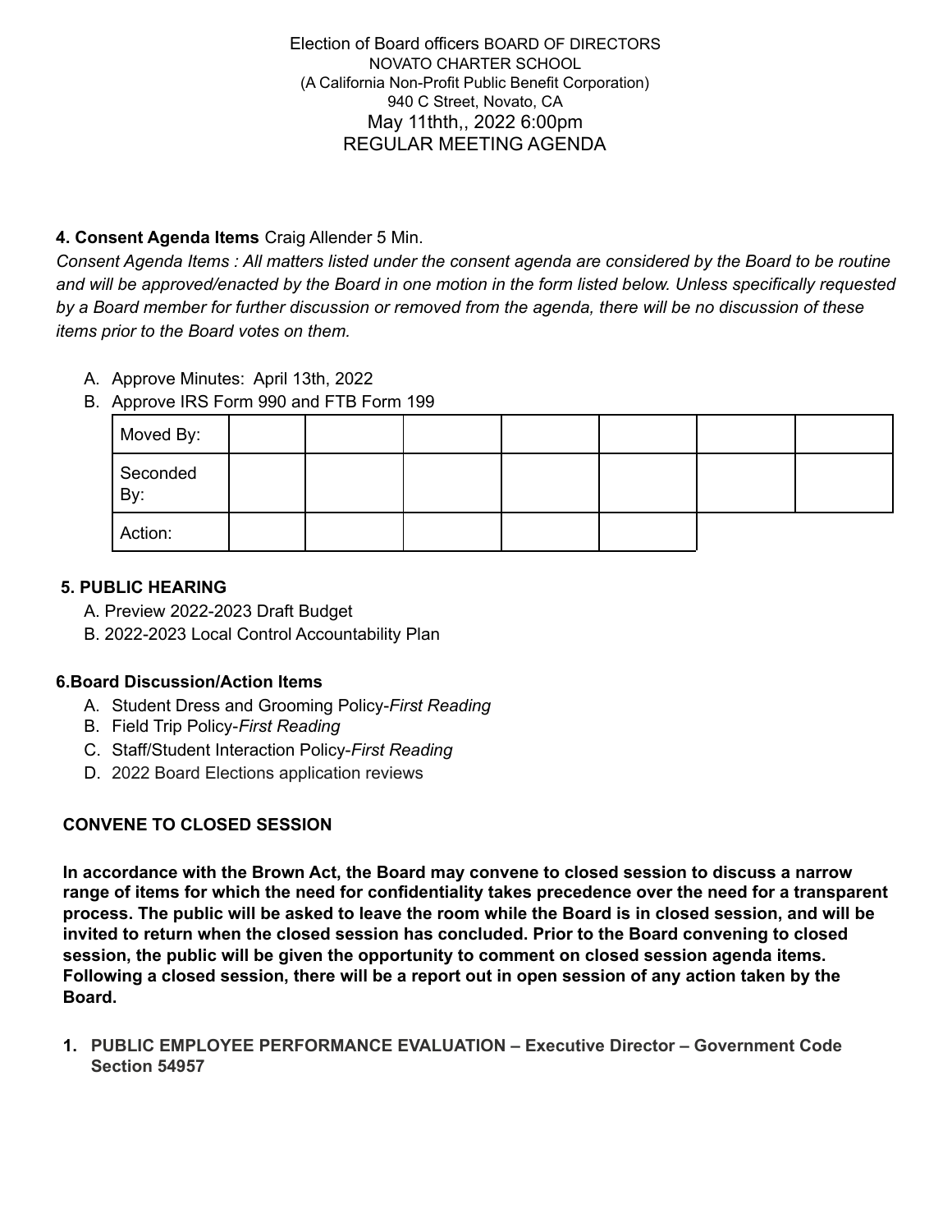Election of Board officers BOARD OF DIRECTORS
NOVATO CHARTER SCHOOL
(A California Non-Profit Public Benefit Corporation)
940 C Street, Novato, CA
May 11thth,, 2022 6:00pm
REGULAR MEETING AGENDA

**4. Consent Agenda Items** Craig Allender 5 Min.

*Consent Agenda Items : All matters listed under the consent agenda are considered by the Board to be routine and will be approved/enacted by the Board in one motion in the form listed below. Unless specifically requested by a Board member for further discussion or removed from the agenda, there will be no discussion of these items prior to the Board votes on them.*

A. Approve Minutes: April 13th, 2022
B. Approve IRS Form 990 and FTB Form 199

| Moved By: | | | | | | | |
|---|---|---|---|---|---|---|---|
| Seconded By: | | | | | | | |
| Action: | | | | | | | |

**5. PUBLIC HEARING**

A. Preview 2022-2023 Draft Budget
B. 2022-2023 Local Control Accountability Plan

**6.Board Discussion/Action Items**

A. Student Dress and Grooming Policy-*First Reading*
B. Field Trip Policy-*First Reading*
C. Staff/Student Interaction Policy-*First Reading*
D. 2022 Board Elections application reviews

**CONVENE TO CLOSED SESSION**

**In accordance with the Brown Act, the Board may convene to closed session to discuss a narrow range of items for which the need for confidentiality takes precedence over the need for a transparent process. The public will be asked to leave the room while the Board is in closed session, and will be invited to return when the closed session has concluded. Prior to the Board convening to closed session, the public will be given the opportunity to comment on closed session agenda items. Following a closed session, there will be a report out in open session of any action taken by the Board.**

1. **PUBLIC EMPLOYEE PERFORMANCE EVALUATION – Executive Director – Government Code Section 54957**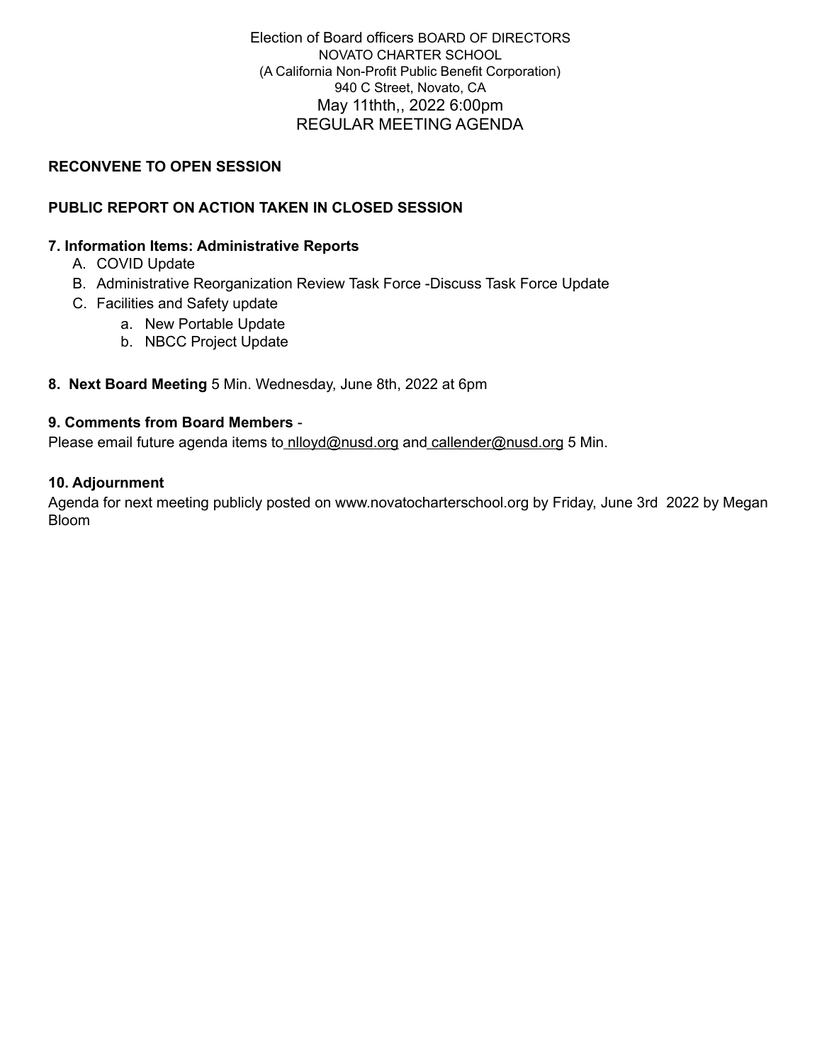Election of Board officers BOARD OF DIRECTORS
NOVATO CHARTER SCHOOL
(A California Non-Profit Public Benefit Corporation)
940 C Street, Novato, CA
May 11thth,, 2022 6:00pm
REGULAR MEETING AGENDA

**RECONVENE TO OPEN SESSION**

**PUBLIC REPORT ON ACTION TAKEN IN CLOSED SESSION**

**7. Information Items: Administrative Reports**

A. COVID Update
B. Administrative Reorganization Review Task Force -Discuss Task Force Update
C. Facilities and Safety update
    a. New Portable Update
    b. NBCC Project Update

**8. Next Board Meeting** 5 Min. Wednesday, June 8th, 2022 at 6pm

**9. Comments from Board Members** -
Please email future agenda items to nlloyd@nusd.org and callender@nusd.org 5 Min.

**10. Adjournment**
Agenda for next meeting publicly posted on www.novatocharterschool.org by Friday, June 3rd 2022 by Megan Bloom